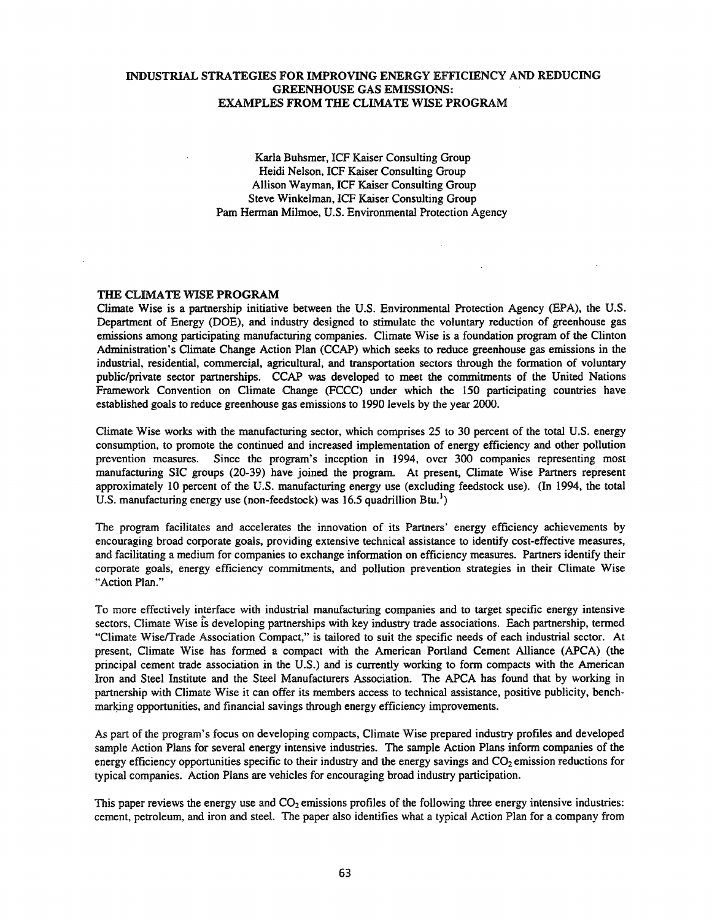# INDUSTRIAL STRATEGIES FOR IMPROVING ENERGY EFFICIENCY AND REDUCING GREENHOUSE GAS EMISSIONS: EXAMPLES FROM THE CLIMATE WISE PROGRAM

Karla Buhsmer, ICF Kaiser Consulting Group
Heidi Nelson, ICF Kaiser Consulting Group
Allison Wayman, ICF Kaiser Consulting Group
Steve Winkelman, ICF Kaiser Consulting Group
Pam Herman Milmoe, U.S. Environmental Protection Agency

## THE CLIMATE WISE PROGRAM

Climate Wise is a partnership initiative between the U.S. Environmental Protection Agency (EPA), the U.S. Department of Energy (DOE), and industry designed to stimulate the voluntary reduction of greenhouse gas emissions among participating manufacturing companies. Climate Wise is a foundation program of the Clinton Administration's Climate Change Action Plan (CCAP) which seeks to reduce greenhouse gas emissions in the industrial, residential, commercial, agricultural, and transportation sectors through the formation of voluntary public/private sector partnerships. CCAP was developed to meet the commitments of the United Nations Framework Convention on Climate Change (FCCC) under which the 150 participating countries have established goals to reduce greenhouse gas emissions to 1990 levels by the year 2000.

Climate Wise works with the manufacturing sector, which comprises 25 to 30 percent of the total U.S. energy consumption, to promote the continued and increased implementation of energy efficiency and other pollution prevention measures. Since the program's inception in 1994, over 300 companies representing most manufacturing SIC groups (20-39) have joined the program. At present, Climate Wise Partners represent approximately 10 percent of the U.S. manufacturing energy use (excluding feedstock use). (In 1994, the total U.S. manufacturing energy use (non-feedstock) was 16.5 quadrillion Btu.[1])

The program facilitates and accelerates the innovation of its Partners' energy efficiency achievements by encouraging broad corporate goals, providing extensive technical assistance to identify cost-effective measures, and facilitating a medium for companies to exchange information on efficiency measures. Partners identify their corporate goals, energy efficiency commitments, and pollution prevention strategies in their Climate Wise "Action Plan."

To more effectively interface with industrial manufacturing companies and to target specific energy intensive sectors, Climate Wise is developing partnerships with key industry trade associations. Each partnership, termed "Climate Wise/Trade Association Compact," is tailored to suit the specific needs of each industrial sector. At present, Climate Wise has formed a compact with the American Portland Cement Alliance (APCA) (the principal cement trade association in the U.S.) and is currently working to form compacts with the American Iron and Steel Institute and the Steel Manufacturers Association. The APCA has found that by working in partnership with Climate Wise it can offer its members access to technical assistance, positive publicity, benchmarking opportunities, and financial savings through energy efficiency improvements.

As part of the program's focus on developing compacts, Climate Wise prepared industry profiles and developed sample Action Plans for several energy intensive industries. The sample Action Plans inform companies of the energy efficiency opportunities specific to their industry and the energy savings and $CO_2$ emission reductions for typical companies. Action Plans are vehicles for encouraging broad industry participation.

This paper reviews the energy use and $CO_2$ emissions profiles of the following three energy intensive industries: cement, petroleum, and iron and steel. The paper also identifies what a typical Action Plan for a company from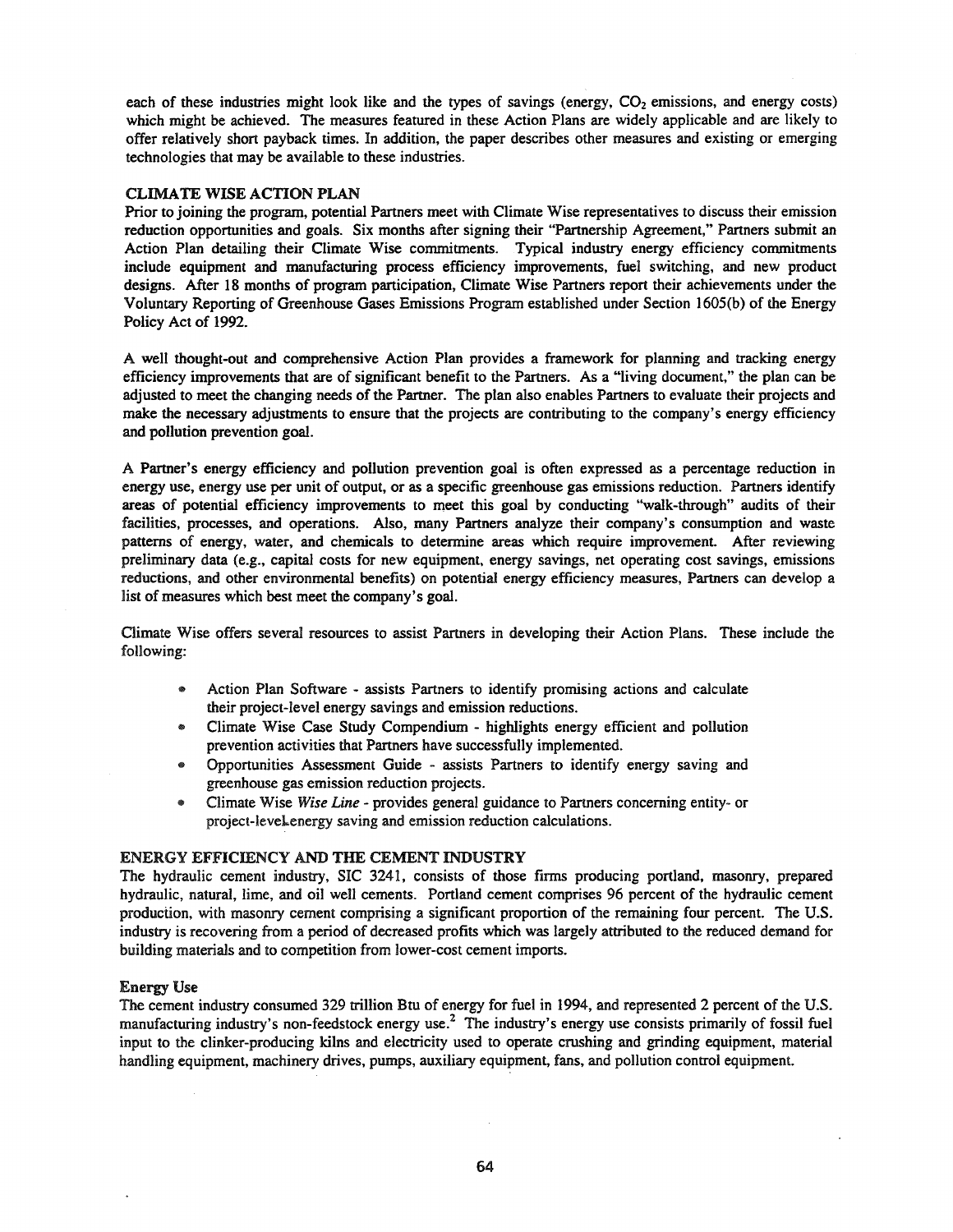each of these industries might look like and the types of savings (energy, $CO_2$ emissions, and energy costs) which might be achieved. The measures featured in these Action Plans are widely applicable and are likely to offer relatively short payback times. In addition, the paper describes other measures and existing or emerging technologies that may be available to these industries.

## CLIMATE WISE ACTION PLAN

Prior to joining the program, potential Partners meet with Climate Wise representatives to discuss their emission reduction opportunities and goals. Six months after signing their "Partnership Agreement," Partners submit an Action Plan detailing their Climate Wise commitments. Typical industry energy efficiency commitments include equipment and manufacturing process efficiency improvements, fuel switching, and new product designs. After 18 months of program participation, Climate Wise Partners report their achievements under the Voluntary Reporting of Greenhouse Gases Emissions Program established under Section 1605(b) of the Energy Policy Act of 1992.

A well thought-out and comprehensive Action Plan provides a framework for planning and tracking energy efficiency improvements that are of significant benefit to the Partners. As a "living document," the plan can be adjusted to meet the changing needs of the Partner. The plan also enables Partners to evaluate their projects and make the necessary adjustments to ensure that the projects are contributing to the company's energy efficiency and pollution prevention goal.

A Partner's energy efficiency and pollution prevention goal is often expressed as a percentage reduction in energy use, energy use per unit of output, or as a specific greenhouse gas emissions reduction. Partners identify areas of potential efficiency improvements to meet this goal by conducting "walk-through" audits of their facilities, processes, and operations. Also, many Partners analyze their company's consumption and waste patterns of energy, water, and chemicals to determine areas which require improvement. After reviewing preliminary data (e.g., capital costs for new equipment, energy savings, net operating cost savings, emissions reductions, and other environmental benefits) on potential energy efficiency measures, Partners can develop a list of measures which best meet the company's goal.

Climate Wise offers several resources to assist Partners in developing their Action Plans. These include the following:

- Action Plan Software - assists Partners to identify promising actions and calculate their project-level energy savings and emission reductions.
- Climate Wise Case Study Compendium - highlights energy efficient and pollution prevention activities that Partners have successfully implemented.
- Opportunities Assessment Guide - assists Partners to identify energy saving and greenhouse gas emission reduction projects.
- Climate Wise *Wise Line* - provides general guidance to Partners concerning entity- or project-level energy saving and emission reduction calculations.

## ENERGY EFFICIENCY AND THE CEMENT INDUSTRY

The hydraulic cement industry, SIC 3241, consists of those firms producing portland, masonry, prepared hydraulic, natural, lime, and oil well cements. Portland cement comprises 96 percent of the hydraulic cement production, with masonry cement comprising a significant proportion of the remaining four percent. The U.S. industry is recovering from a period of decreased profits which was largely attributed to the reduced demand for building materials and to competition from lower-cost cement imports.

### Energy Use

The cement industry consumed 329 trillion Btu of energy for fuel in 1994, and represented 2 percent of the U.S. manufacturing industry's non-feedstock energy use.[2] The industry's energy use consists primarily of fossil fuel input to the clinker-producing kilns and electricity used to operate crushing and grinding equipment, material handling equipment, machinery drives, pumps, auxiliary equipment, fans, and pollution control equipment.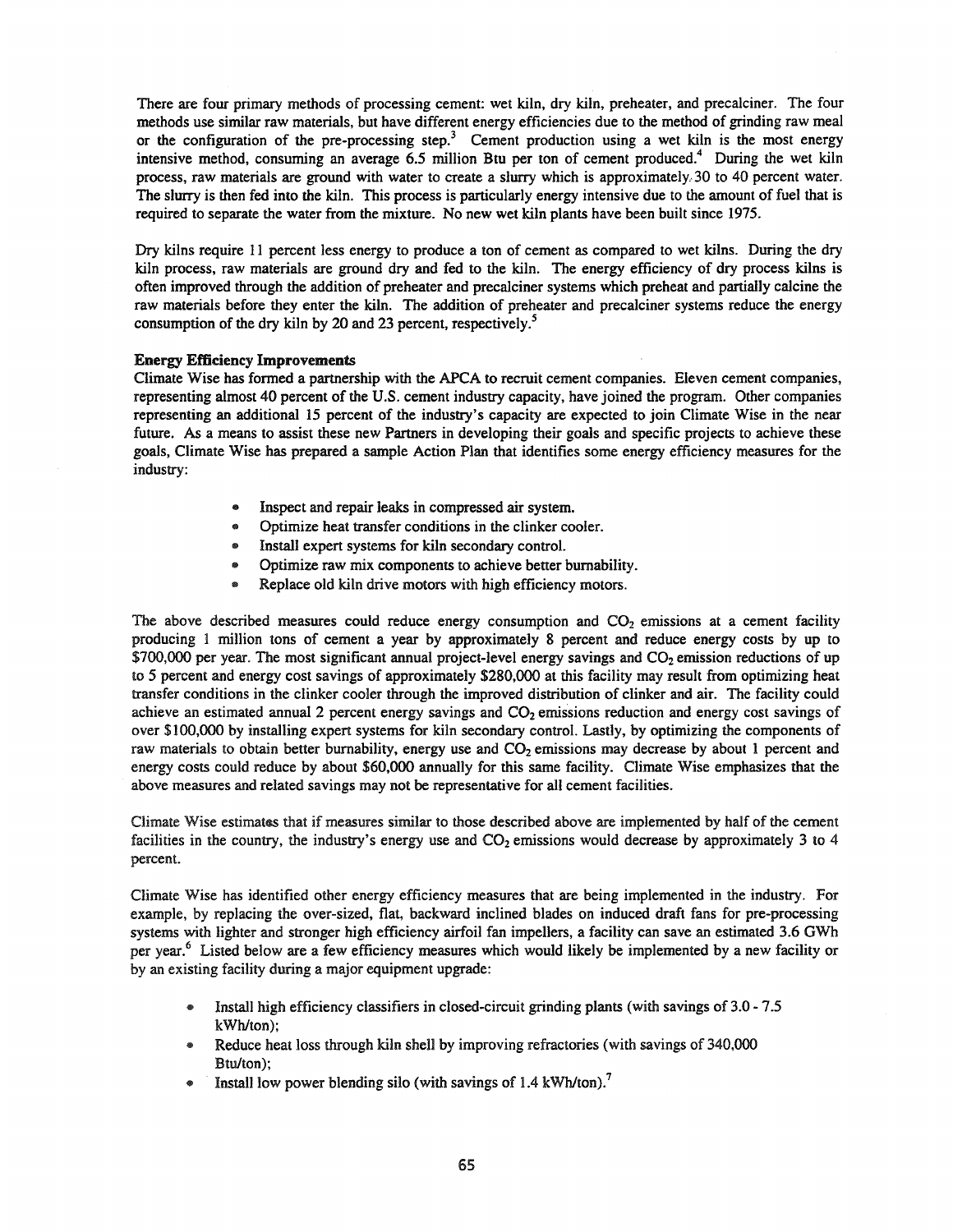There are four primary methods of processing cement: wet kiln, dry kiln, preheater, and precalciner. The four methods use similar raw materials, but have different energy efficiencies due to the method of grinding raw meal or the configuration of the pre-processing step.[3] Cement production using a wet kiln is the most energy intensive method, consuming an average 6.5 million Btu per ton of cement produced.[4] During the wet kiln process, raw materials are ground with water to create a slurry which is approximately 30 to 40 percent water. The slurry is then fed into the kiln. This process is particularly energy intensive due to the amount of fuel that is required to separate the water from the mixture. No new wet kiln plants have been built since 1975.

Dry kilns require 11 percent less energy to produce a ton of cement as compared to wet kilns. During the dry kiln process, raw materials are ground dry and fed to the kiln. The energy efficiency of dry process kilns is often improved through the addition of preheater and precalciner systems which preheat and partially calcine the raw materials before they enter the kiln. The addition of preheater and precalciner systems reduce the energy consumption of the dry kiln by 20 and 23 percent, respectively.[5]

**Energy Efficiency Improvements**

Climate Wise has formed a partnership with the APCA to recruit cement companies. Eleven cement companies, representing almost 40 percent of the U.S. cement industry capacity, have joined the program. Other companies representing an additional 15 percent of the industry's capacity are expected to join Climate Wise in the near future. As a means to assist these new Partners in developing their goals and specific projects to achieve these goals, Climate Wise has prepared a sample Action Plan that identifies some energy efficiency measures for the industry:

- Inspect and repair leaks in compressed air system.
- Optimize heat transfer conditions in the clinker cooler.
- Install expert systems for kiln secondary control.
- Optimize raw mix components to achieve better burnability.
- Replace old kiln drive motors with high efficiency motors.

The above described measures could reduce energy consumption and $CO_2$ emissions at a cement facility producing 1 million tons of cement a year by approximately 8 percent and reduce energy costs by up to $700,000 per year. The most significant annual project-level energy savings and $CO_2$ emission reductions of up to 5 percent and energy cost savings of approximately $280,000 at this facility may result from optimizing heat transfer conditions in the clinker cooler through the improved distribution of clinker and air. The facility could achieve an estimated annual 2 percent energy savings and $CO_2$ emissions reduction and energy cost savings of over $100,000 by installing expert systems for kiln secondary control. Lastly, by optimizing the components of raw materials to obtain better burnability, energy use and $CO_2$ emissions may decrease by about 1 percent and energy costs could reduce by about $60,000 annually for this same facility. Climate Wise emphasizes that the above measures and related savings may not be representative for all cement facilities.

Climate Wise estimates that if measures similar to those described above are implemented by half of the cement facilities in the country, the industry's energy use and $CO_2$ emissions would decrease by approximately 3 to 4 percent.

Climate Wise has identified other energy efficiency measures that are being implemented in the industry. For example, by replacing the over-sized, flat, backward inclined blades on induced draft fans for pre-processing systems with lighter and stronger high efficiency airfoil fan impellers, a facility can save an estimated 3.6 GWh per year.[6] Listed below are a few efficiency measures which would likely be implemented by a new facility or by an existing facility during a major equipment upgrade:

- Install high efficiency classifiers in closed-circuit grinding plants (with savings of 3.0 - 7.5 kWh/ton);
- Reduce heat loss through kiln shell by improving refractories (with savings of 340,000 Btu/ton);
- Install low power blending silo (with savings of 1.4 kWh/ton).[7]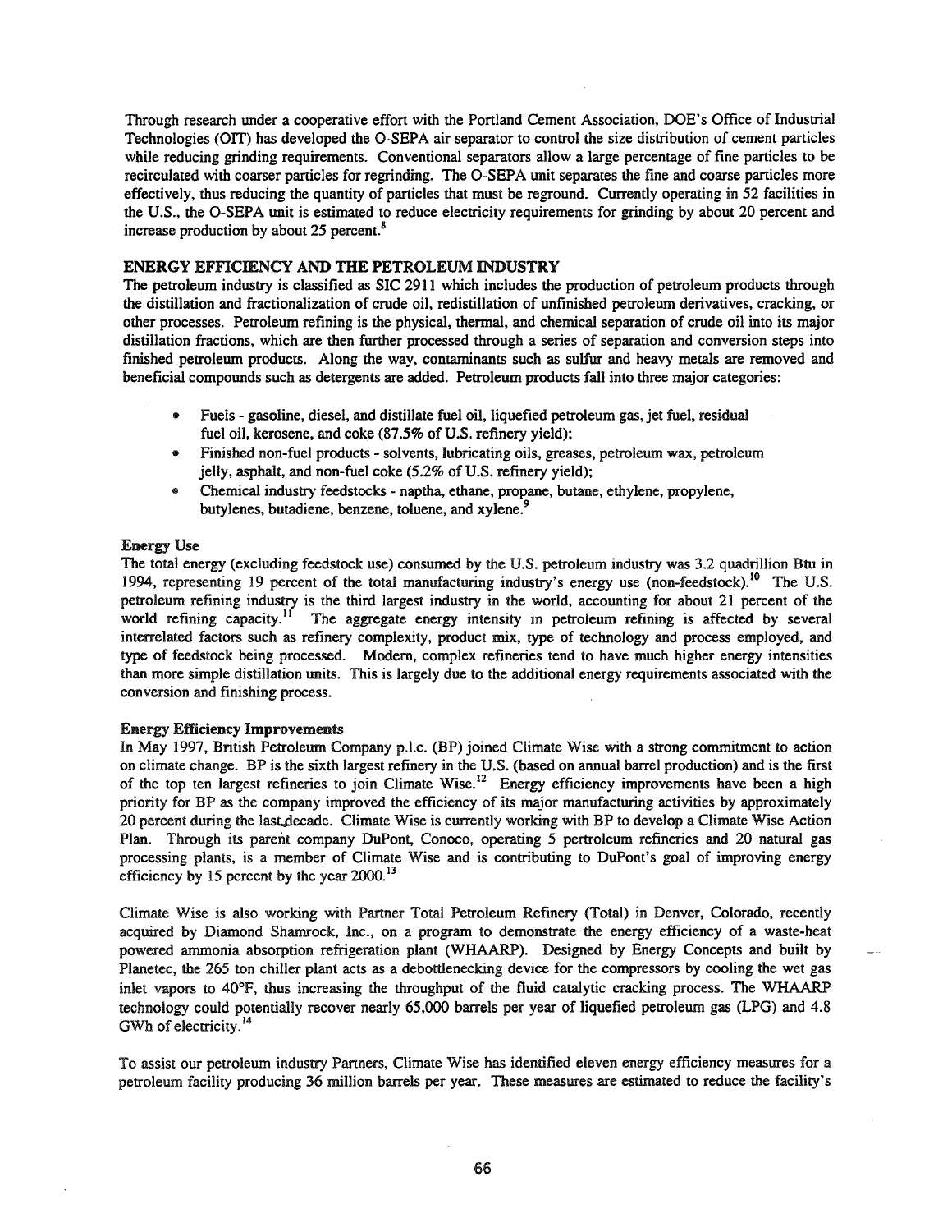Through research under a cooperative effort with the Portland Cement Association, DOE's Office of Industrial Technologies (OIT) has developed the O-SEPA air separator to control the size distribution of cement particles while reducing grinding requirements. Conventional separators allow a large percentage of fine particles to be recirculated with coarser particles for regrinding. The O-SEPA unit separates the fine and coarse particles more effectively, thus reducing the quantity of particles that must be reground. Currently operating in 52 facilities in the U.S., the O-SEPA unit is estimated to reduce electricity requirements for grinding by about 20 percent and increase production by about 25 percent.[8]

## ENERGY EFFICIENCY AND THE PETROLEUM INDUSTRY

The petroleum industry is classified as SIC 2911 which includes the production of petroleum products through the distillation and fractionalization of crude oil, redistillation of unfinished petroleum derivatives, cracking, or other processes. Petroleum refining is the physical, thermal, and chemical separation of crude oil into its major distillation fractions, which are then further processed through a series of separation and conversion steps into finished petroleum products. Along the way, contaminants such as sulfur and heavy metals are removed and beneficial compounds such as detergents are added. Petroleum products fall into three major categories:

- Fuels - gasoline, diesel, and distillate fuel oil, liquefied petroleum gas, jet fuel, residual fuel oil, kerosene, and coke (87.5% of U.S. refinery yield);
- Finished non-fuel products - solvents, lubricating oils, greases, petroleum wax, petroleum jelly, asphalt, and non-fuel coke (5.2% of U.S. refinery yield);
- Chemical industry feedstocks - naptha, ethane, propane, butane, ethylene, propylene, butylenes, butadiene, benzene, toluene, and xylene.[9]

### Energy Use

The total energy (excluding feedstock use) consumed by the U.S. petroleum industry was 3.2 quadrillion Btu in 1994, representing 19 percent of the total manufacturing industry's energy use (non-feedstock).[10] The U.S. petroleum refining industry is the third largest industry in the world, accounting for about 21 percent of the world refining capacity.[11] The aggregate energy intensity in petroleum refining is affected by several interrelated factors such as refinery complexity, product mix, type of technology and process employed, and type of feedstock being processed. Modern, complex refineries tend to have much higher energy intensities than more simple distillation units. This is largely due to the additional energy requirements associated with the conversion and finishing process.

### Energy Efficiency Improvements

In May 1997, British Petroleum Company p.l.c. (BP) joined Climate Wise with a strong commitment to action on climate change. BP is the sixth largest refinery in the U.S. (based on annual barrel production) and is the first of the top ten largest refineries to join Climate Wise.[12] Energy efficiency improvements have been a high priority for BP as the company improved the efficiency of its major manufacturing activities by approximately 20 percent during the last decade. Climate Wise is currently working with BP to develop a Climate Wise Action Plan. Through its parent company DuPont, Conoco, operating 5 pertroleum refineries and 20 natural gas processing plants, is a member of Climate Wise and is contributing to DuPont's goal of improving energy efficiency by 15 percent by the year 2000.[13]

Climate Wise is also working with Partner Total Petroleum Refinery (Total) in Denver, Colorado, recently acquired by Diamond Shamrock, Inc., on a program to demonstrate the energy efficiency of a waste-heat powered ammonia absorption refrigeration plant (WHAARP). Designed by Energy Concepts and built by Planetec, the 265 ton chiller plant acts as a debottlenecking device for the compressors by cooling the wet gas inlet vapors to 40°F, thus increasing the throughput of the fluid catalytic cracking process. The WHAARP technology could potentially recover nearly 65,000 barrels per year of liquefied petroleum gas (LPG) and 4.8 GWh of electricity.[14]

To assist our petroleum industry Partners, Climate Wise has identified eleven energy efficiency measures for a petroleum facility producing 36 million barrels per year. These measures are estimated to reduce the facility's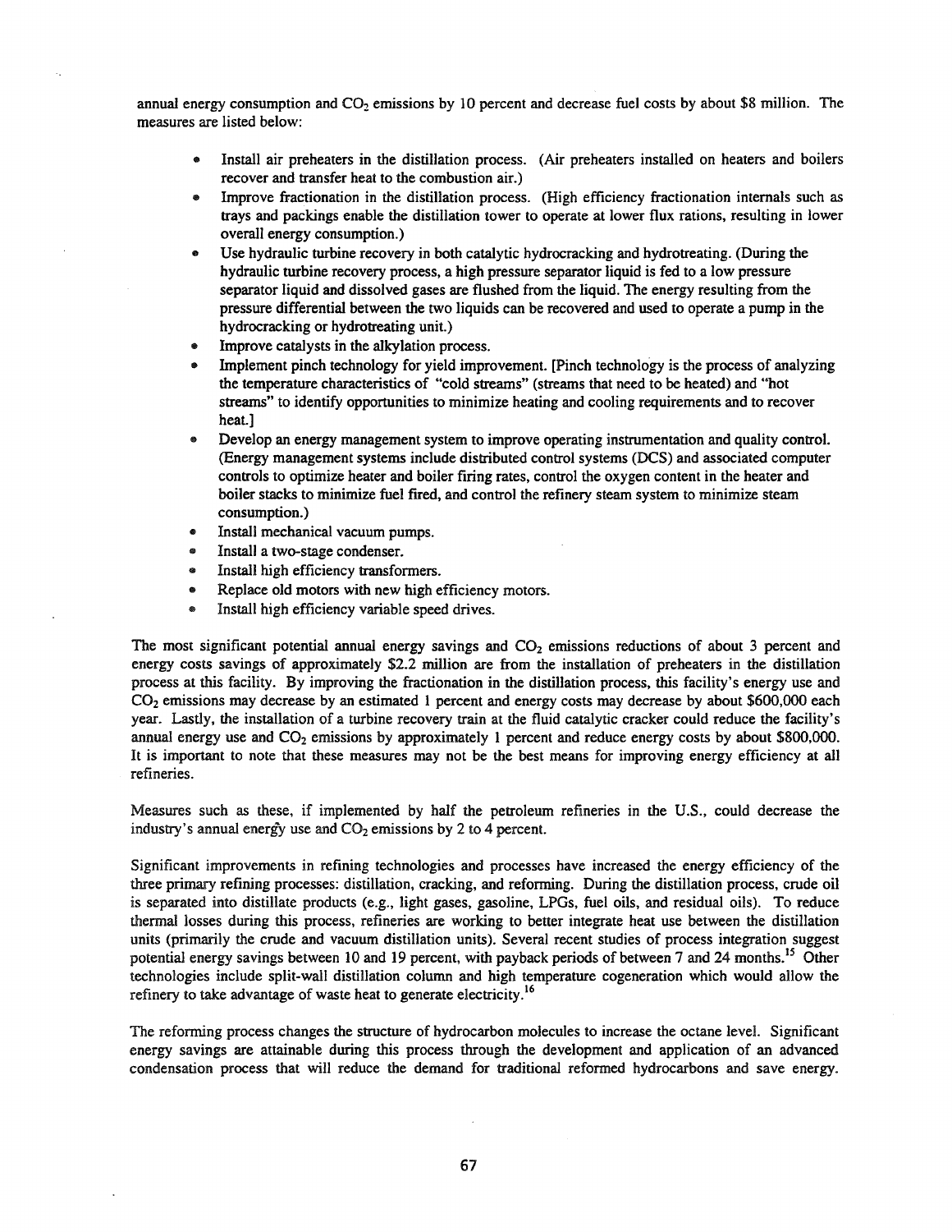annual energy consumption and $CO_2$ emissions by 10 percent and decrease fuel costs by about $8 million. The measures are listed below:

- Install air preheaters in the distillation process. (Air preheaters installed on heaters and boilers recover and transfer heat to the combustion air.)
- Improve fractionation in the distillation process. (High efficiency fractionation internals such as trays and packings enable the distillation tower to operate at lower flux rations, resulting in lower overall energy consumption.)
- Use hydraulic turbine recovery in both catalytic hydrocracking and hydrotreating. (During the hydraulic turbine recovery process, a high pressure separator liquid is fed to a low pressure separator liquid and dissolved gases are flushed from the liquid. The energy resulting from the pressure differential between the two liquids can be recovered and used to operate a pump in the hydrocracking or hydrotreating unit.)
- Improve catalysts in the alkylation process.
- Implement pinch technology for yield improvement. [Pinch technology is the process of analyzing the temperature characteristics of "cold streams" (streams that need to be heated) and "hot streams" to identify opportunities to minimize heating and cooling requirements and to recover heat.]
- Develop an energy management system to improve operating instrumentation and quality control. (Energy management systems include distributed control systems (DCS) and associated computer controls to optimize heater and boiler firing rates, control the oxygen content in the heater and boiler stacks to minimize fuel fired, and control the refinery steam system to minimize steam consumption.)
- Install mechanical vacuum pumps.
- Install a two-stage condenser.
- Install high efficiency transformers.
- Replace old motors with new high efficiency motors.
- Install high efficiency variable speed drives.

The most significant potential annual energy savings and $CO_2$ emissions reductions of about 3 percent and energy costs savings of approximately $2.2 million are from the installation of preheaters in the distillation process at this facility. By improving the fractionation in the distillation process, this facility's energy use and $CO_2$ emissions may decrease by an estimated 1 percent and energy costs may decrease by about $600,000 each year. Lastly, the installation of a turbine recovery train at the fluid catalytic cracker could reduce the facility's annual energy use and $CO_2$ emissions by approximately 1 percent and reduce energy costs by about $800,000. It is important to note that these measures may not be the best means for improving energy efficiency at all refineries.

Measures such as these, if implemented by half the petroleum refineries in the U.S., could decrease the industry's annual energy use and $CO_2$ emissions by 2 to 4 percent.

Significant improvements in refining technologies and processes have increased the energy efficiency of the three primary refining processes: distillation, cracking, and reforming. During the distillation process, crude oil is separated into distillate products (e.g., light gases, gasoline, LPGs, fuel oils, and residual oils). To reduce thermal losses during this process, refineries are working to better integrate heat use between the distillation units (primarily the crude and vacuum distillation units). Several recent studies of process integration suggest potential energy savings between 10 and 19 percent, with payback periods of between 7 and 24 months.[15] Other technologies include split-wall distillation column and high temperature cogeneration which would allow the refinery to take advantage of waste heat to generate electricity.[16]

The reforming process changes the structure of hydrocarbon molecules to increase the octane level. Significant energy savings are attainable during this process through the development and application of an advanced condensation process that will reduce the demand for traditional reformed hydrocarbons and save energy.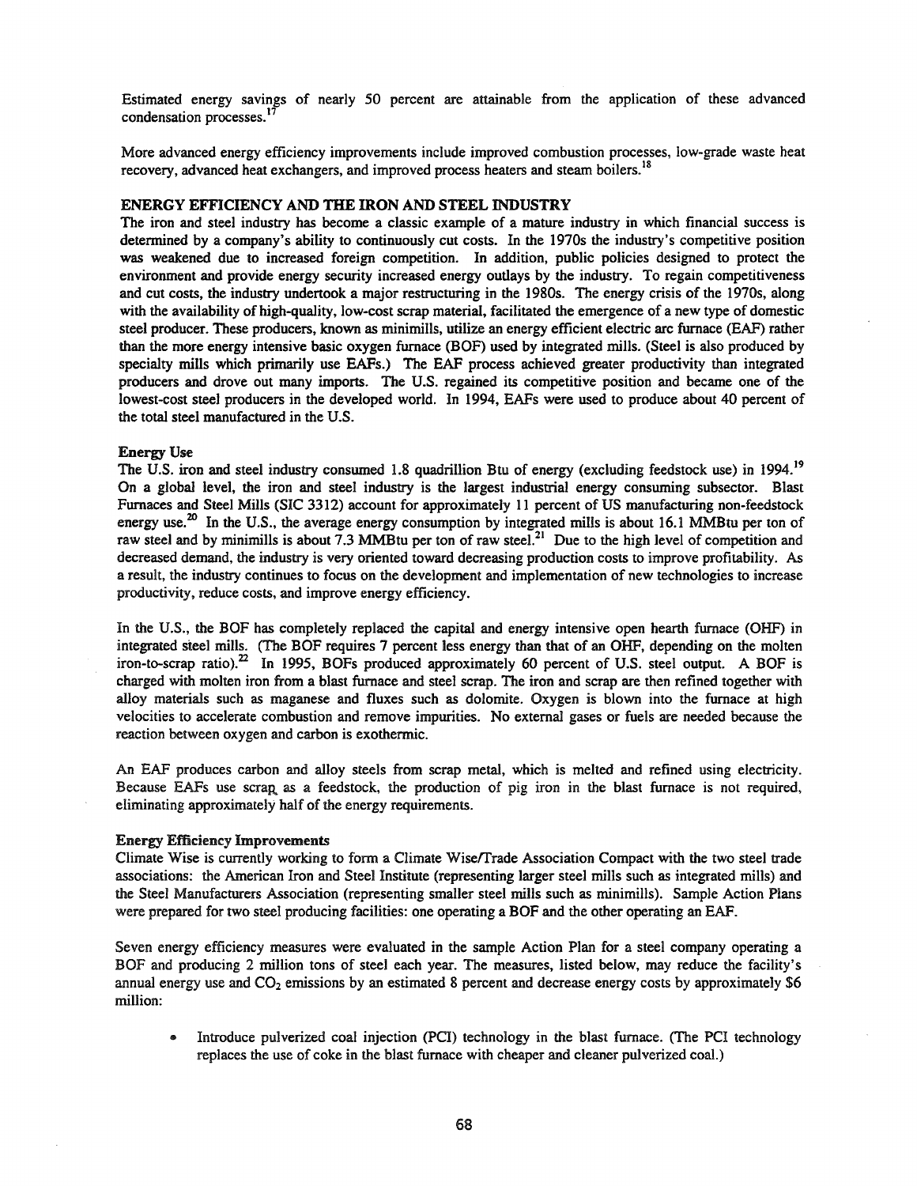Estimated energy savings of nearly 50 percent are attainable from the application of these advanced condensation processes.[17]

More advanced energy efficiency improvements include improved combustion processes, low-grade waste heat recovery, advanced heat exchangers, and improved process heaters and steam boilers.[18]

## ENERGY EFFICIENCY AND THE IRON AND STEEL INDUSTRY

The iron and steel industry has become a classic example of a mature industry in which financial success is determined by a company's ability to continuously cut costs. In the 1970s the industry's competitive position was weakened due to increased foreign competition. In addition, public policies designed to protect the environment and provide energy security increased energy outlays by the industry. To regain competitiveness and cut costs, the industry undertook a major restructuring in the 1980s. The energy crisis of the 1970s, along with the availability of high-quality, low-cost scrap material, facilitated the emergence of a new type of domestic steel producer. These producers, known as minimills, utilize an energy efficient electric arc furnace (EAF) rather than the more energy intensive basic oxygen furnace (BOF) used by integrated mills. (Steel is also produced by specialty mills which primarily use EAFs.) The EAF process achieved greater productivity than integrated producers and drove out many imports. The U.S. regained its competitive position and became one of the lowest-cost steel producers in the developed world. In 1994, EAFs were used to produce about 40 percent of the total steel manufactured in the U.S.

### Energy Use

The U.S. iron and steel industry consumed 1.8 quadrillion Btu of energy (excluding feedstock use) in 1994.[19] On a global level, the iron and steel industry is the largest industrial energy consuming subsector. Blast Furnaces and Steel Mills (SIC 3312) account for approximately 11 percent of US manufacturing non-feedstock energy use.[20] In the U.S., the average energy consumption by integrated mills is about 16.1 MMBtu per ton of raw steel and by minimills is about 7.3 MMBtu per ton of raw steel.[21] Due to the high level of competition and decreased demand, the industry is very oriented toward decreasing production costs to improve profitability. As a result, the industry continues to focus on the development and implementation of new technologies to increase productivity, reduce costs, and improve energy efficiency.

In the U.S., the BOF has completely replaced the capital and energy intensive open hearth furnace (OHF) in integrated steel mills. (The BOF requires 7 percent less energy than that of an OHF, depending on the molten iron-to-scrap ratio).[22] In 1995, BOFs produced approximately 60 percent of U.S. steel output. A BOF is charged with molten iron from a blast furnace and steel scrap. The iron and scrap are then refined together with alloy materials such as maganese and fluxes such as dolomite. Oxygen is blown into the furnace at high velocities to accelerate combustion and remove impurities. No external gases or fuels are needed because the reaction between oxygen and carbon is exothermic.

An EAF produces carbon and alloy steels from scrap metal, which is melted and refined using electricity. Because EAFs use scrap as a feedstock, the production of pig iron in the blast furnace is not required, eliminating approximately half of the energy requirements.

### Energy Efficiency Improvements

Climate Wise is currently working to form a Climate Wise/Trade Association Compact with the two steel trade associations: the American Iron and Steel Institute (representing larger steel mills such as integrated mills) and the Steel Manufacturers Association (representing smaller steel mills such as minimills). Sample Action Plans were prepared for two steel producing facilities: one operating a BOF and the other operating an EAF.

Seven energy efficiency measures were evaluated in the sample Action Plan for a steel company operating a BOF and producing 2 million tons of steel each year. The measures, listed below, may reduce the facility's annual energy use and $CO_2$ emissions by an estimated 8 percent and decrease energy costs by approximately $6 million:

- Introduce pulverized coal injection (PCI) technology in the blast furnace. (The PCI technology replaces the use of coke in the blast furnace with cheaper and cleaner pulverized coal.)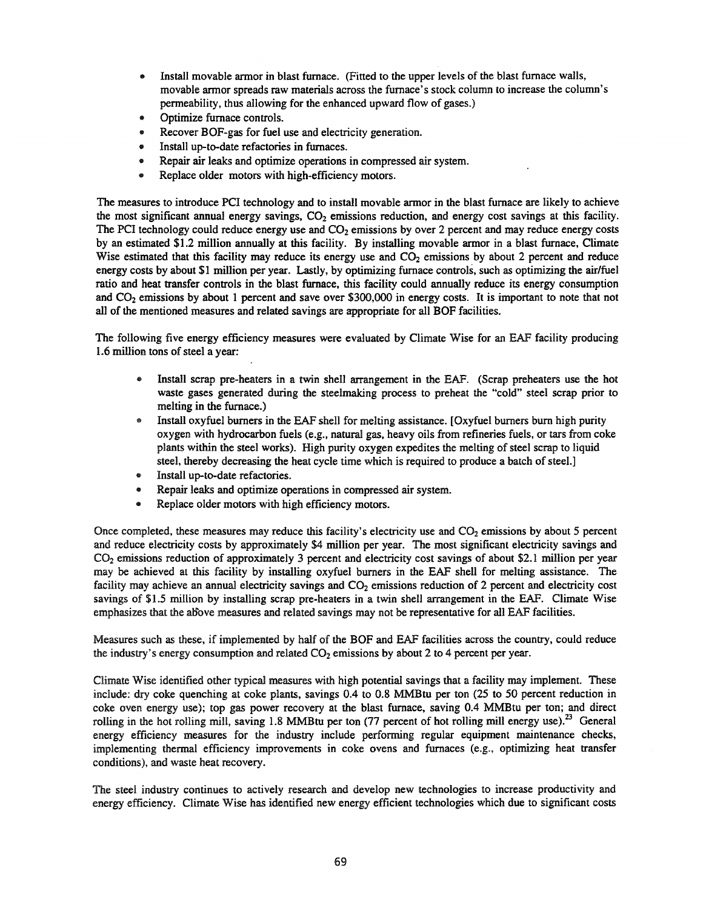- Install movable armor in blast furnace. (Fitted to the upper levels of the blast furnace walls, movable armor spreads raw materials across the furnace's stock column to increase the column's permeability, thus allowing for the enhanced upward flow of gases.)
- Optimize furnace controls.
- Recover BOF-gas for fuel use and electricity generation.
- Install up-to-date refactories in furnaces.
- Repair air leaks and optimize operations in compressed air system.
- Replace older motors with high-efficiency motors.

The measures to introduce PCI technology and to install movable armor in the blast furnace are likely to achieve the most significant annual energy savings, $CO_2$ emissions reduction, and energy cost savings at this facility. The PCI technology could reduce energy use and $CO_2$ emissions by over 2 percent and may reduce energy costs by an estimated $1.2 million annually at this facility. By installing movable armor in a blast furnace, Climate Wise estimated that this facility may reduce its energy use and $CO_2$ emissions by about 2 percent and reduce energy costs by about $1 million per year. Lastly, by optimizing furnace controls, such as optimizing the air/fuel ratio and heat transfer controls in the blast furnace, this facility could annually reduce its energy consumption and $CO_2$ emissions by about 1 percent and save over $300,000 in energy costs. It is important to note that not all of the mentioned measures and related savings are appropriate for all BOF facilities.

The following five energy efficiency measures were evaluated by Climate Wise for an EAF facility producing 1.6 million tons of steel a year:

- Install scrap pre-heaters in a twin shell arrangement in the EAF. (Scrap preheaters use the hot waste gases generated during the steelmaking process to preheat the "cold" steel scrap prior to melting in the furnace.)
- Install oxyfuel burners in the EAF shell for melting assistance. [Oxyfuel burners burn high purity oxygen with hydrocarbon fuels (e.g., natural gas, heavy oils from refineries fuels, or tars from coke plants within the steel works). High purity oxygen expedites the melting of steel scrap to liquid steel, thereby decreasing the heat cycle time which is required to produce a batch of steel.]
- Install up-to-date refactories.
- Repair leaks and optimize operations in compressed air system.
- Replace older motors with high efficiency motors.

Once completed, these measures may reduce this facility's electricity use and $CO_2$ emissions by about 5 percent and reduce electricity costs by approximately $4 million per year. The most significant electricity savings and $CO_2$ emissions reduction of approximately 3 percent and electricity cost savings of about $2.1 million per year may be achieved at this facility by installing oxyfuel burners in the EAF shell for melting assistance. The facility may achieve an annual electricity savings and $CO_2$ emissions reduction of 2 percent and electricity cost savings of $1.5 million by installing scrap pre-heaters in a twin shell arrangement in the EAF. Climate Wise emphasizes that the above measures and related savings may not be representative for all EAF facilities.

Measures such as these, if implemented by half of the BOF and EAF facilities across the country, could reduce the industry's energy consumption and related $CO_2$ emissions by about 2 to 4 percent per year.

Climate Wise identified other typical measures with high potential savings that a facility may implement. These include: dry coke quenching at coke plants, savings 0.4 to 0.8 MMBtu per ton (25 to 50 percent reduction in coke oven energy use); top gas power recovery at the blast furnace, saving 0.4 MMBtu per ton; and direct rolling in the hot rolling mill, saving 1.8 MMBtu per ton (77 percent of hot rolling mill energy use).[23] General energy efficiency measures for the industry include performing regular equipment maintenance checks, implementing thermal efficiency improvements in coke ovens and furnaces (e.g., optimizing heat transfer conditions), and waste heat recovery.

The steel industry continues to actively research and develop new technologies to increase productivity and energy efficiency. Climate Wise has identified new energy efficient technologies which due to significant costs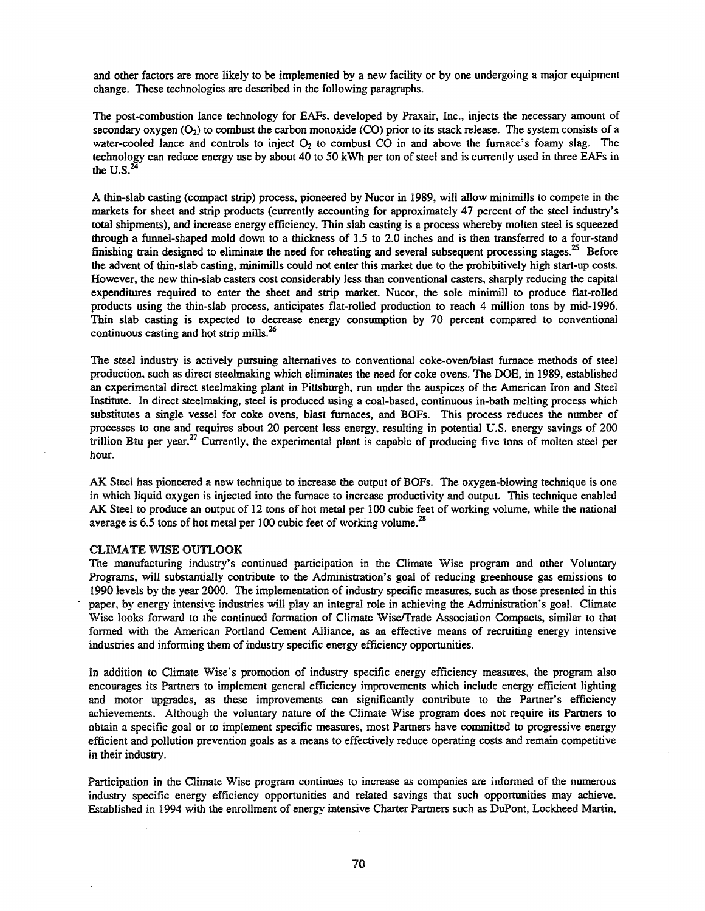and other factors are more likely to be implemented by a new facility or by one undergoing a major equipment change. These technologies are described in the following paragraphs.

The post-combustion lance technology for EAFs, developed by Praxair, Inc., injects the necessary amount of secondary oxygen ($O_2$) to combust the carbon monoxide (CO) prior to its stack release. The system consists of a water-cooled lance and controls to inject $O_2$ to combust CO in and above the furnace's foamy slag. The technology can reduce energy use by about 40 to 50 kWh per ton of steel and is currently used in three EAFs in the U.S.[24]

A thin-slab casting (compact strip) process, pioneered by Nucor in 1989, will allow minimills to compete in the markets for sheet and strip products (currently accounting for approximately 47 percent of the steel industry's total shipments), and increase energy efficiency. Thin slab casting is a process whereby molten steel is squeezed through a funnel-shaped mold down to a thickness of 1.5 to 2.0 inches and is then transferred to a four-stand finishing train designed to eliminate the need for reheating and several subsequent processing stages.[25] Before the advent of thin-slab casting, minimills could not enter this market due to the prohibitively high start-up costs. However, the new thin-slab casters cost considerably less than conventional casters, sharply reducing the capital expenditures required to enter the sheet and strip market. Nucor, the sole minimill to produce flat-rolled products using the thin-slab process, anticipates flat-rolled production to reach 4 million tons by mid-1996. Thin slab casting is expected to decrease energy consumption by 70 percent compared to conventional continuous casting and hot strip mills.[26]

The steel industry is actively pursuing alternatives to conventional coke-oven/blast furnace methods of steel production, such as direct steelmaking which eliminates the need for coke ovens. The DOE, in 1989, established an experimental direct steelmaking plant in Pittsburgh, run under the auspices of the American Iron and Steel Institute. In direct steelmaking, steel is produced using a coal-based, continuous in-bath melting process which substitutes a single vessel for coke ovens, blast furnaces, and BOFs. This process reduces the number of processes to one and requires about 20 percent less energy, resulting in potential U.S. energy savings of 200 trillion Btu per year.[27] Currently, the experimental plant is capable of producing five tons of molten steel per hour.

AK Steel has pioneered a new technique to increase the output of BOFs. The oxygen-blowing technique is one in which liquid oxygen is injected into the furnace to increase productivity and output. This technique enabled AK Steel to produce an output of 12 tons of hot metal per 100 cubic feet of working volume, while the national average is 6.5 tons of hot metal per 100 cubic feet of working volume.[28]

## CLIMATE WISE OUTLOOK

The manufacturing industry's continued participation in the Climate Wise program and other Voluntary Programs, will substantially contribute to the Administration's goal of reducing greenhouse gas emissions to 1990 levels by the year 2000. The implementation of industry specific measures, such as those presented in this paper, by energy intensive industries will play an integral role in achieving the Administration's goal. Climate Wise looks forward to the continued formation of Climate Wise/Trade Association Compacts, similar to that formed with the American Portland Cement Alliance, as an effective means of recruiting energy intensive industries and informing them of industry specific energy efficiency opportunities.

In addition to Climate Wise's promotion of industry specific energy efficiency measures, the program also encourages its Partners to implement general efficiency improvements which include energy efficient lighting and motor upgrades, as these improvements can significantly contribute to the Partner's efficiency achievements. Although the voluntary nature of the Climate Wise program does not require its Partners to obtain a specific goal or to implement specific measures, most Partners have committed to progressive energy efficient and pollution prevention goals as a means to effectively reduce operating costs and remain competitive in their industry.

Participation in the Climate Wise program continues to increase as companies are informed of the numerous industry specific energy efficiency opportunities and related savings that such opportunities may achieve. Established in 1994 with the enrollment of energy intensive Charter Partners such as DuPont, Lockheed Martin,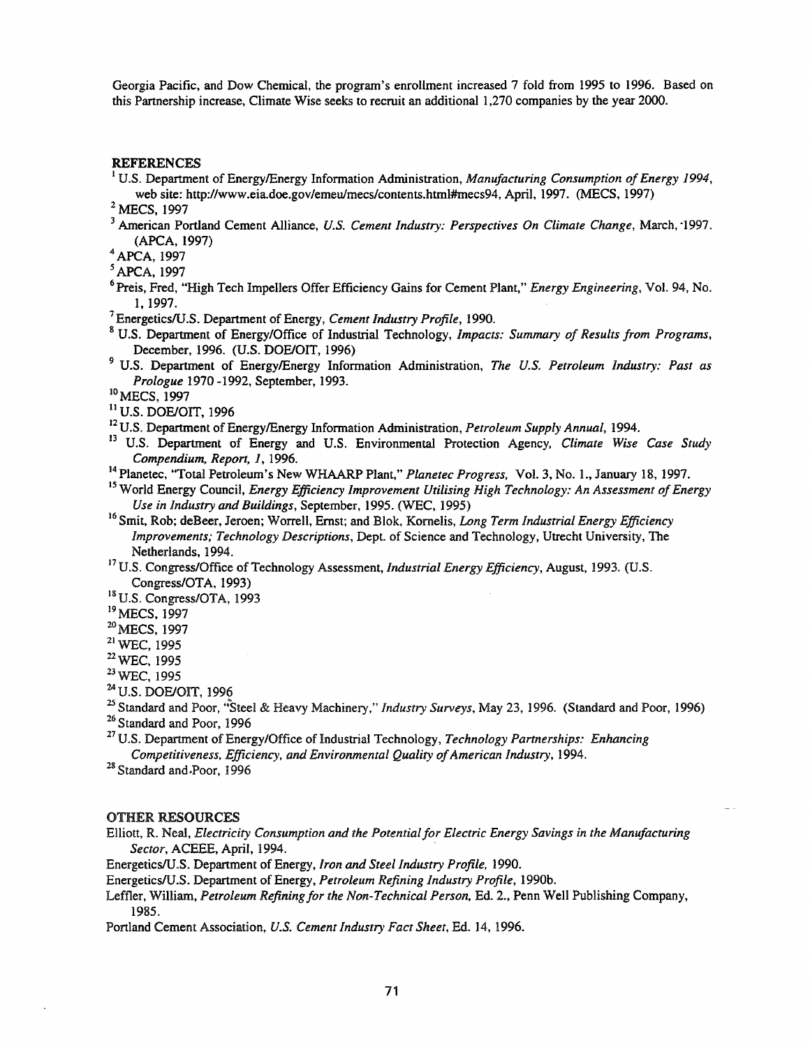Georgia Pacific, and Dow Chemical, the program's enrollment increased 7 fold from 1995 to 1996. Based on this Partnership increase, Climate Wise seeks to recruit an additional 1,270 companies by the year 2000.

## REFERENCES

[1] U.S. Department of Energy/Energy Information Administration, *Manufacturing Consumption of Energy 1994*, web site: http://www.eia.doe.gov/emeu/mecs/contents.html#mecs94, April, 1997. (MECS, 1997)

[2] MECS, 1997

[3] American Portland Cement Alliance, *U.S. Cement Industry: Perspectives On Climate Change*, March, 1997. (APCA, 1997)

[4] APCA, 1997

[5] APCA, 1997

[6] Preis, Fred, "High Tech Impellers Offer Efficiency Gains for Cement Plant," *Energy Engineering*, Vol. 94, No. 1, 1997.

[7] Energetics/U.S. Department of Energy, *Cement Industry Profile*, 1990.

[8] U.S. Department of Energy/Office of Industrial Technology, *Impacts: Summary of Results from Programs*, December, 1996. (U.S. DOE/OIT, 1996)

[9] U.S. Department of Energy/Energy Information Administration, *The U.S. Petroleum Industry: Past as Prologue* 1970 -1992, September, 1993.

[10] MECS, 1997

[11] U.S. DOE/OIT, 1996

[12] U.S. Department of Energy/Energy Information Administration, *Petroleum Supply Annual*, 1994.

[13] U.S. Department of Energy and U.S. Environmental Protection Agency, *Climate Wise Case Study Compendium, Report, 1*, 1996.

[14] Planetec, "Total Petroleum's New WHAARP Plant," *Planetec Progress*, Vol. 3, No. 1., January 18, 1997.

[15] World Energy Council, *Energy Efficiency Improvement Utilising High Technology: An Assessment of Energy Use in Industry and Buildings*, September, 1995. (WEC, 1995)

[16] Smit, Rob; deBeer, Jeroen; Worrell, Ernst; and Blok, Kornelis, *Long Term Industrial Energy Efficiency Improvements; Technology Descriptions*, Dept. of Science and Technology, Utrecht University, The Netherlands, 1994.

[17] U.S. Congress/Office of Technology Assessment, *Industrial Energy Efficiency*, August, 1993. (U.S. Congress/OTA, 1993)

[18] U.S. Congress/OTA, 1993

[19] MECS, 1997

[20] MECS, 1997

[21] WEC, 1995

[22] WEC, 1995

[23] WEC, 1995

[24] U.S. DOE/OIT, 1996

[25] Standard and Poor, "Steel & Heavy Machinery," *Industry Surveys*, May 23, 1996. (Standard and Poor, 1996)

[26] Standard and Poor, 1996

[27] U.S. Department of Energy/Office of Industrial Technology, *Technology Partnerships: Enhancing Competitiveness, Efficiency, and Environmental Quality of American Industry*, 1994.

[28] Standard and Poor, 1996

## OTHER RESOURCES

Elliott, R. Neal, *Electricity Consumption and the Potential for Electric Energy Savings in the Manufacturing Sector*, ACEEE, April, 1994.

Energetics/U.S. Department of Energy, *Iron and Steel Industry Profile*, 1990.

Energetics/U.S. Department of Energy, *Petroleum Refining Industry Profile*, 1990b.

Leffler, William, *Petroleum Refining for the Non-Technical Person*, Ed. 2., Penn Well Publishing Company, 1985.

Portland Cement Association, *U.S. Cement Industry Fact Sheet*, Ed. 14, 1996.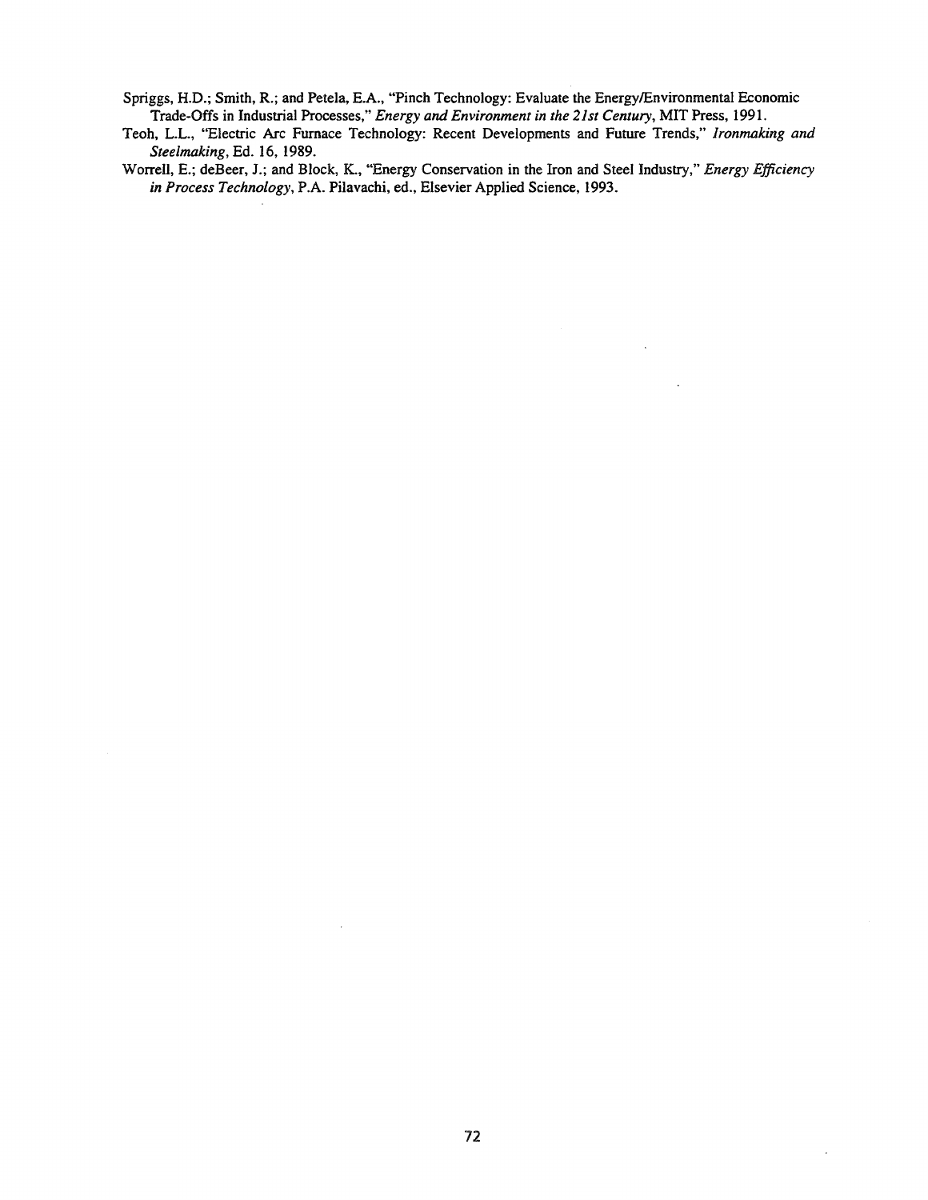Spriggs, H.D.; Smith, R.; and Petela, E.A., "Pinch Technology: Evaluate the Energy/Environmental Economic Trade-Offs in Industrial Processes," *Energy and Environment in the 21st Century*, MIT Press, 1991.

Teoh, L.L., "Electric Arc Furnace Technology: Recent Developments and Future Trends," *Ironmaking and Steelmaking*, Ed. 16, 1989.

Worrell, E.; deBeer, J.; and Block, K., "Energy Conservation in the Iron and Steel Industry," *Energy Efficiency in Process Technology*, P.A. Pilavachi, ed., Elsevier Applied Science, 1993.